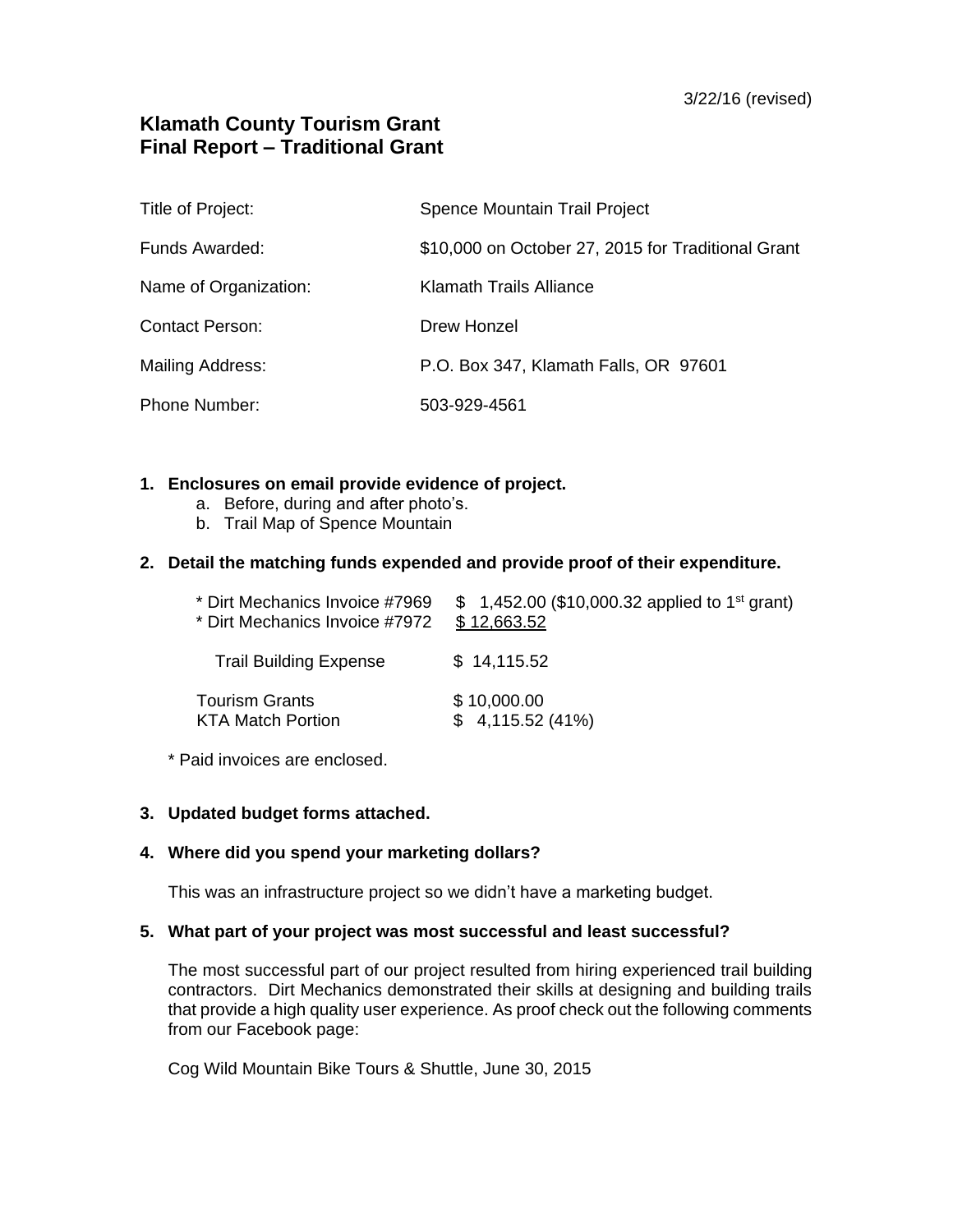3/22/16 (revised)

# Klamath County Tourism Grant
# Final Report – Traditional Grant

| | |
|---|---|
| Title of Project: | Spence Mountain Trail Project |
| Funds Awarded: | $10,000 on October 27, 2015 for Traditional Grant |
| Name of Organization: | Klamath Trails Alliance |
| Contact Person: | Drew Honzel |
| Mailing Address: | P.O. Box 347, Klamath Falls, OR 97601 |
| Phone Number: | 503-929-4561 |

1. **Enclosures on email provide evidence of project.**
   a. Before, during and after photo's.
   b. Trail Map of Spence Mountain

2. **Detail the matching funds expended and provide proof of their expenditure.**

| | |
|---|---|
| * Dirt Mechanics Invoice #7969 | $ 1,452.00 ($10,000.32 applied to 1st grant) |
| * Dirt Mechanics Invoice #7972 | $ 12,663.52 |
| Trail Building Expense | $ 14,115.52 |
| Tourism Grants | $ 10,000.00 |
| KTA Match Portion | $ 4,115.52 (41%) |

   * Paid invoices are enclosed.

3. **Updated budget forms attached.**

4. **Where did you spend your marketing dollars?**

   This was an infrastructure project so we didn't have a marketing budget.

5. **What part of your project was most successful and least successful?**

   The most successful part of our project resulted from hiring experienced trail building contractors. Dirt Mechanics demonstrated their skills at designing and building trails that provide a high quality user experience. As proof check out the following comments from our Facebook page:

   Cog Wild Mountain Bike Tours & Shuttle, June 30, 2015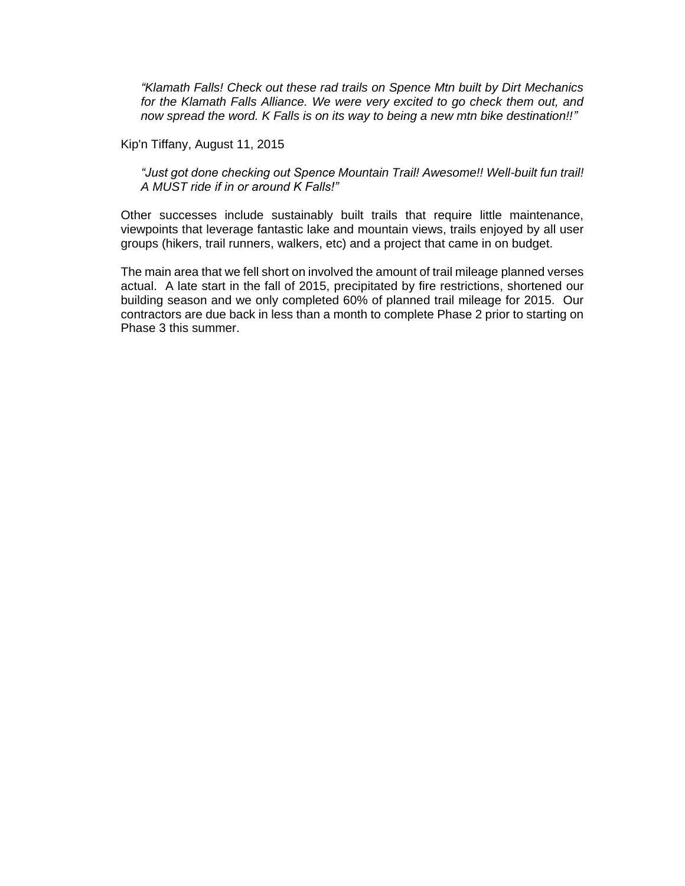> *"Klamath Falls! Check out these rad trails on Spence Mtn built by Dirt Mechanics for the Klamath Falls Alliance. We were very excited to go check them out, and now spread the word. K Falls is on its way to being a new mtn bike destination!!"*

Kip'n Tiffany, August 11, 2015

> *"Just got done checking out Spence Mountain Trail! Awesome!! Well-built fun trail! A MUST ride if in or around K Falls!"*

Other successes include sustainably built trails that require little maintenance, viewpoints that leverage fantastic lake and mountain views, trails enjoyed by all user groups (hikers, trail runners, walkers, etc) and a project that came in on budget.

The main area that we fell short on involved the amount of trail mileage planned verses actual. A late start in the fall of 2015, precipitated by fire restrictions, shortened our building season and we only completed 60% of planned trail mileage for 2015. Our contractors are due back in less than a month to complete Phase 2 prior to starting on Phase 3 this summer.